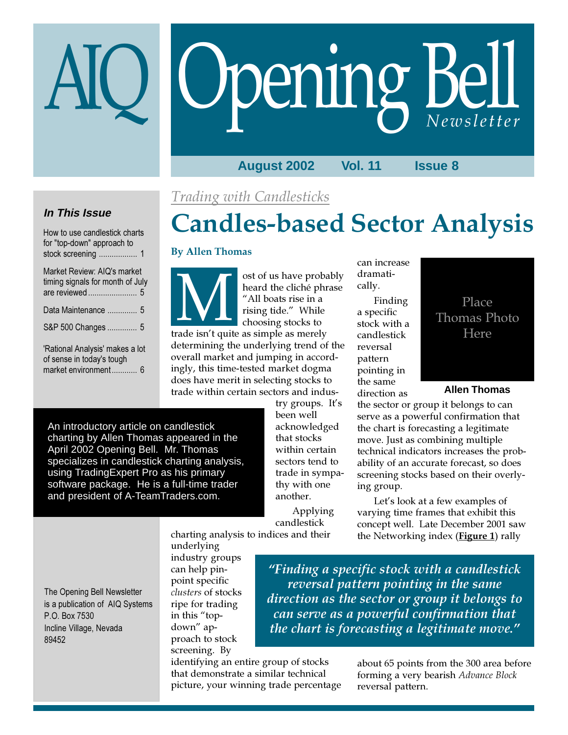# AIQ Opening Bell *Newsletter*

**August 2002 Vol. 11 Issue 8**

### *In This Issue*

How to use candlestick charts for "top-down" approach to stock screening .................. 1

Market Review: AIQ's market timing signals for month of July are reviewed ....................... 5

Data Maintenance .............. 5

S&P 500 Changes .............. 5

'Rational Analysis' makes a lot of sense in today's tough market environment ............ 6

The Opening Bell Newsletter is a publication of AIQ Systems
P.O. Box 7530
Incline Village, Nevada
89452

*Trading with Candlesticks*

# Candles-based Sector Analysis

**By Allen Thomas**

An introductory article on candlestick charting by Allen Thomas appeared in the April 2002 Opening Bell. Mr. Thomas specializes in candlestick charting analysis, using TradingExpert Pro as his primary software package. He is a full-time trader and president of A-TeamTraders.com.

Place Thomas Photo Here

**Allen Thomas**

Most of us have probably heard the cliché phrase "All boats rise in a rising tide." While choosing stocks to trade isn't quite as simple as merely determining the underlying trend of the overall market and jumping in accordingly, this time-tested market dogma does have merit in selecting stocks to trade within certain sectors and industry groups. It's been well acknowledged that stocks within certain sectors tend to trade in sympathy with one another.

Applying candlestick charting analysis to indices and their underlying industry groups can help pinpoint specific *clusters* of stocks ripe for trading in this "top-down" approach to stock screening. By identifying an entire group of stocks that demonstrate a similar technical picture, your winning trade percentage can increase dramatically.

Finding a specific stock with a candlestick reversal pattern pointing in the same direction as the sector or group it belongs to can serve as a powerful confirmation that the chart is forecasting a legitimate move. Just as combining multiple technical indicators increases the probability of an accurate forecast, so does screening stocks based on their overlying group.

Let's look at a few examples of varying time frames that exhibit this concept well. Late December 2001 saw the Networking index (**Figure 1**) rally about 65 points from the 300 area before forming a very bearish *Advance Block* reversal pattern.

> *"Finding a specific stock with a candlestick reversal pattern pointing in the same direction as the sector or group it belongs to can serve as a powerful confirmation that the chart is forecasting a legitimate move."*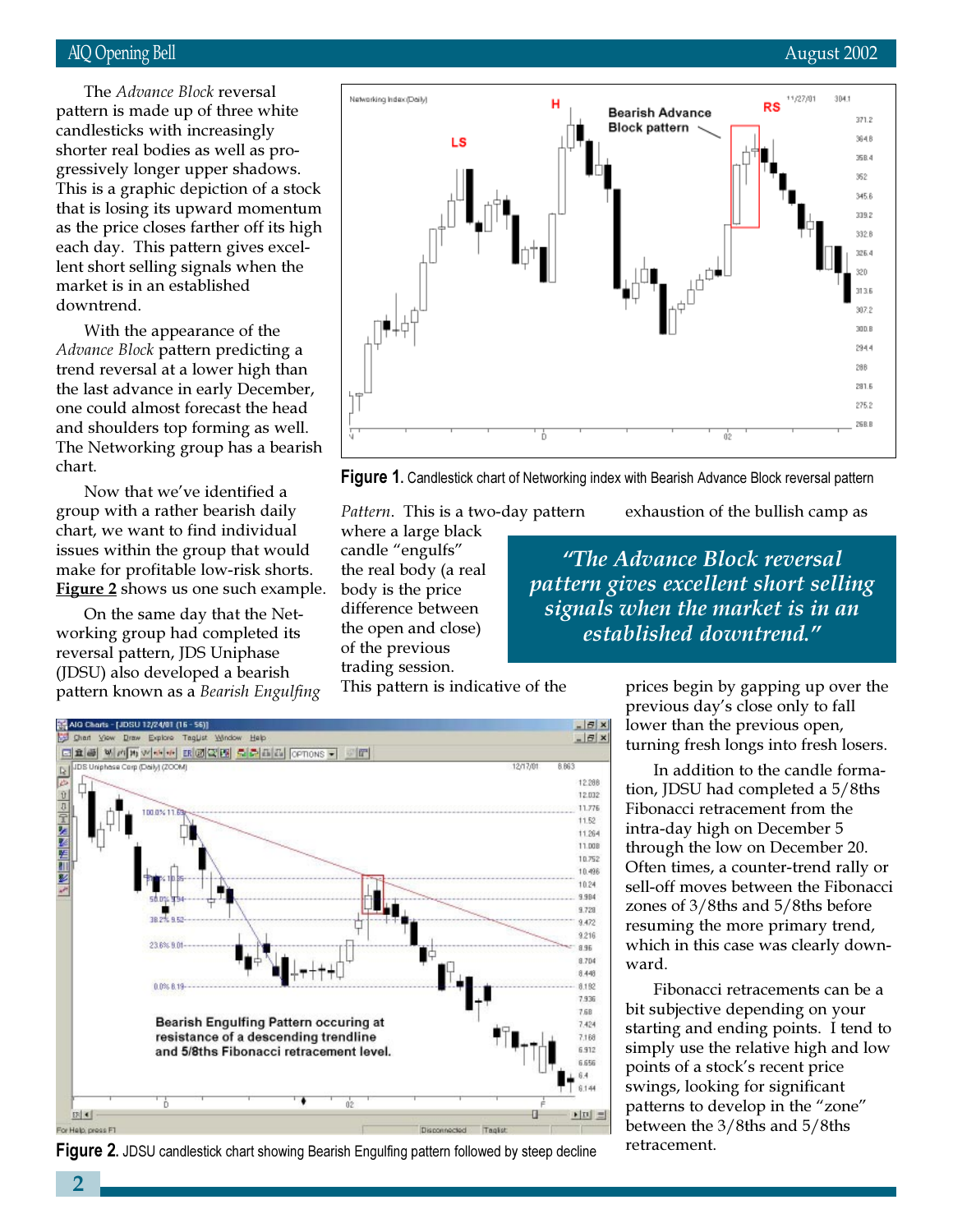The *Advance Block* reversal pattern is made up of three white candlesticks with increasingly shorter real bodies as well as progressively longer upper shadows. This is a graphic depiction of a stock that is losing its upward momentum as the price closes farther off its high each day. This pattern gives excellent short selling signals when the market is in an established downtrend.

With the appearance of the *Advance Block* pattern predicting a trend reversal at a lower high than the last advance in early December, one could almost forecast the head and shoulders top forming as well. The Networking group has a bearish chart.

Now that we've identified a group with a rather bearish daily chart, we want to find individual issues within the group that would make for profitable low-risk shorts. **Figure 2** shows us one such example.

On the same day that the Networking group had completed its reversal pattern, JDS Uniphase (JDSU) also developed a bearish pattern known as a *Bearish Engulfing Pattern*. This is a two-day pattern where a large black candle "engulfs" the real body (a real body is the price difference between the open and close) of the previous trading session. This pattern is indicative of the exhaustion of the bullish camp as prices begin by gapping up over the previous day's close only to fall lower than the previous open, turning fresh longs into fresh losers.

**Figure 1.** Candlestick chart of Networking index with Bearish Advance Block reversal pattern

> *"The Advance Block reversal pattern gives excellent short selling signals when the market is in an established downtrend."*

In addition to the candle formation, JDSU had completed a 5/8ths Fibonacci retracement from the intra-day high on December 5 through the low on December 20. Often times, a counter-trend rally or sell-off moves between the Fibonacci zones of 3/8ths and 5/8ths before resuming the more primary trend, which in this case was clearly downward.

Fibonacci retracements can be a bit subjective depending on your starting and ending points. I tend to simply use the relative high and low points of a stock's recent price swings, looking for significant patterns to develop in the "zone" between the 3/8ths and 5/8ths retracement.

**Figure 2.** JDSU candlestick chart showing Bearish Engulfing pattern followed by steep decline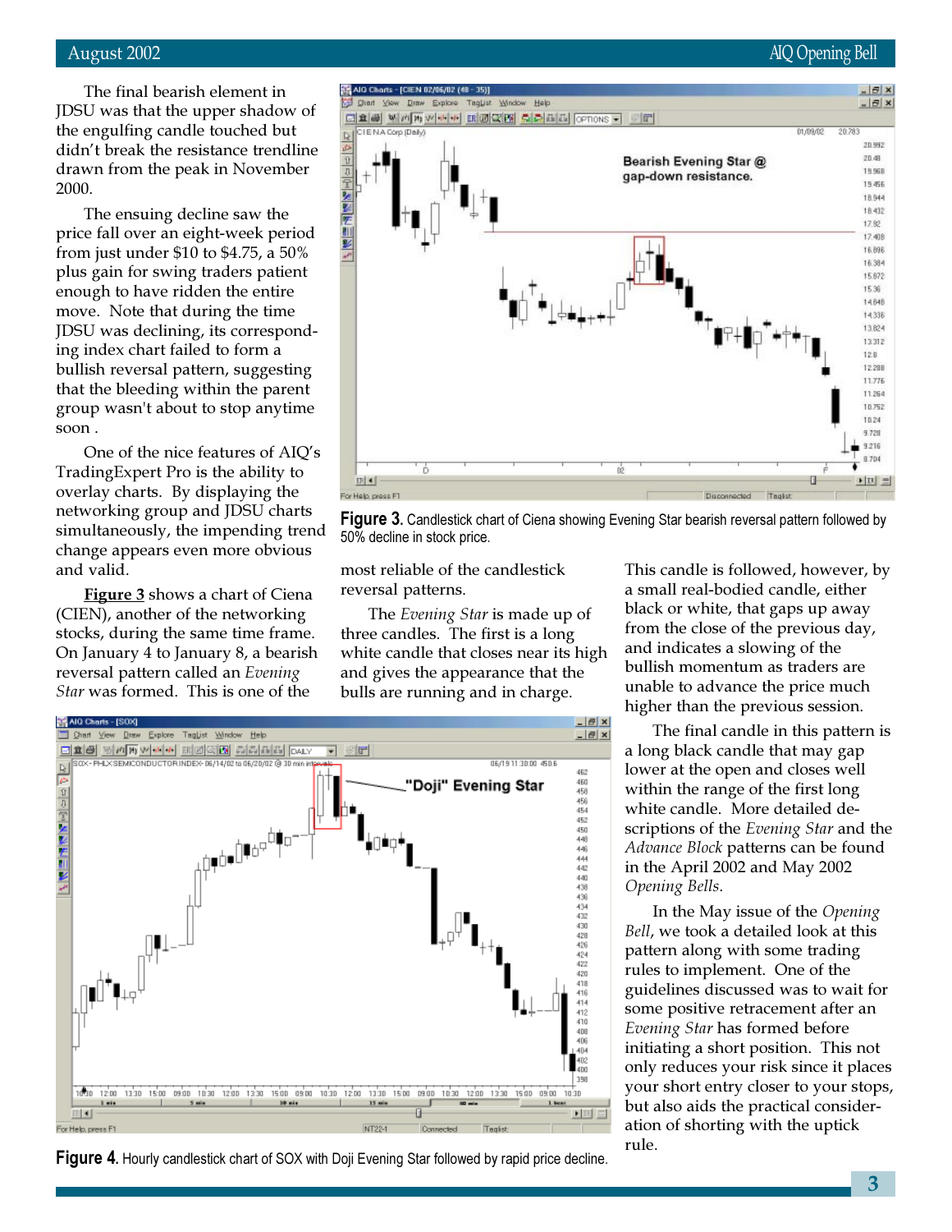The final bearish element in JDSU was that the upper shadow of the engulfing candle touched but didn't break the resistance trendline drawn from the peak in November 2000.

The ensuing decline saw the price fall over an eight-week period from just under $10 to $4.75, a 50% plus gain for swing traders patient enough to have ridden the entire move. Note that during the time JDSU was declining, its corresponding index chart failed to form a bullish reversal pattern, suggesting that the bleeding within the parent group wasn't about to stop anytime soon .

One of the nice features of AIQ's TradingExpert Pro is the ability to overlay charts. By displaying the networking group and JDSU charts simultaneously, the impending trend change appears even more obvious and valid.

**Figure 3** shows a chart of Ciena (CIEN), another of the networking stocks, during the same time frame. On January 4 to January 8, a bearish reversal pattern called an *Evening Star* was formed. This is one of the most reliable of the candlestick reversal patterns.

**Figure 3.** Candlestick chart of Ciena showing Evening Star bearish reversal pattern followed by 50% decline in stock price.

The *Evening Star* is made up of three candles. The first is a long white candle that closes near its high and gives the appearance that the bulls are running and in charge. This candle is followed, however, by a small real-bodied candle, either black or white, that gaps up away from the close of the previous day, and indicates a slowing of the bullish momentum as traders are unable to advance the price much higher than the previous session.

The final candle in this pattern is a long black candle that may gap lower at the open and closes well within the range of the first long white candle. More detailed descriptions of the *Evening Star* and the *Advance Block* patterns can be found in the April 2002 and May 2002 *Opening Bells*.

In the May issue of the *Opening Bell*, we took a detailed look at this pattern along with some trading rules to implement. One of the guidelines discussed was to wait for some positive retracement after an *Evening Star* has formed before initiating a short position. This not only reduces your risk since it places your short entry closer to your stops, but also aids the practical consideration of shorting with the uptick rule.

**Figure 4.** Hourly candlestick chart of SOX with Doji Evening Star followed by rapid price decline.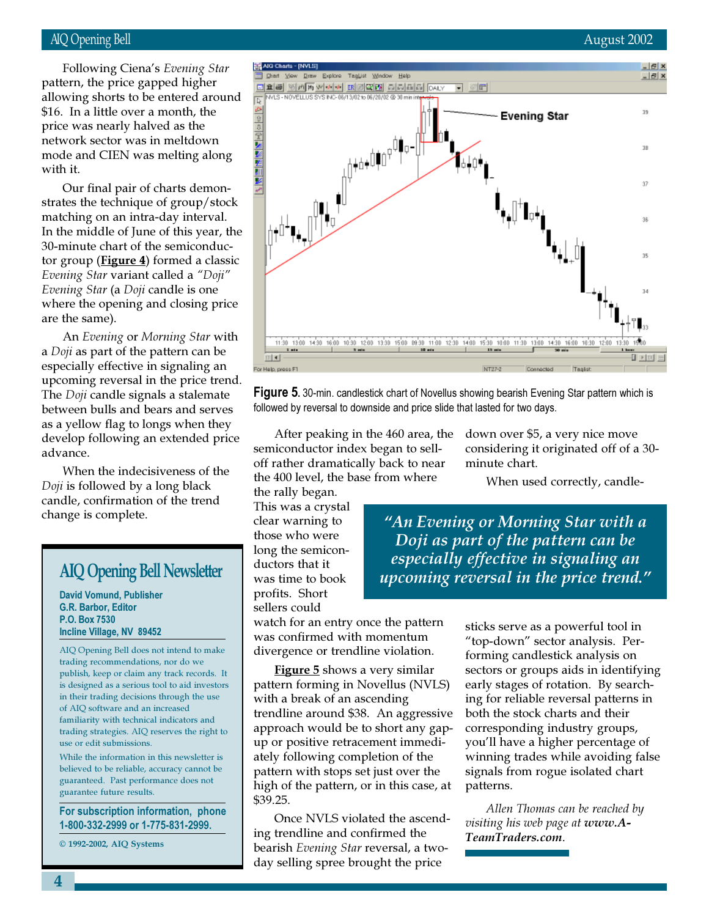Following Ciena's *Evening Star* pattern, the price gapped higher allowing shorts to be entered around $16. In a little over a month, the price was nearly halved as the network sector was in meltdown mode and CIEN was melting along with it.

Our final pair of charts demonstrates the technique of group/stock matching on an intra-day interval. In the middle of June of this year, the 30-minute chart of the semiconductor group (**Figure 4**) formed a classic *Evening Star* variant called a *"Doji" Evening Star* (a *Doji* candle is one where the opening and closing price are the same).

An *Evening* or *Morning Star* with a *Doji* as part of the pattern can be especially effective in signaling an upcoming reversal in the price trend. The *Doji* candle signals a stalemate between bulls and bears and serves as a yellow flag to longs when they develop following an extended price advance.

When the indecisiveness of the *Doji* is followed by a long black candle, confirmation of the trend change is complete.

**Figure 5**. 30-min. candlestick chart of Novellus showing bearish Evening Star pattern which is followed by reversal to downside and price slide that lasted for two days.

After peaking in the 460 area, the semiconductor index began to sell-off rather dramatically back to near the 400 level, the base from where the rally began. This was a crystal clear warning to those who were long the semiconductors that it was time to book profits. Short sellers could watch for an entry once the pattern was confirmed with momentum divergence or trendline violation.

> *"An Evening or Morning Star with a Doji as part of the pattern can be especially effective in signaling an upcoming reversal in the price trend."*

**Figure 5** shows a very similar pattern forming in Novellus (NVLS) with a break of an ascending trendline around $38. An aggressive approach would be to short any gap-up or positive retracement immediately following completion of the pattern with stops set just over the high of the pattern, or in this case, at $39.25.

Once NVLS violated the ascending trendline and confirmed the bearish *Evening Star* reversal, a two-day selling spree brought the price down over $5, a very nice move considering it originated off of a 30-minute chart.

When used correctly, candlesticks serve as a powerful tool in "top-down" sector analysis. Performing candlestick analysis on sectors or groups aids in identifying early stages of rotation. By searching for reliable reversal patterns in both the stock charts and their corresponding industry groups, you'll have a higher percentage of winning trades while avoiding false signals from rogue isolated chart patterns.

*Allen Thomas can be reached by visiting his web page at* ***www.A-TeamTraders.com***.

## AIQ Opening Bell Newsletter

**David Vomund, Publisher**
**G.R. Barbor, Editor**
**P.O. Box 7530**
**Incline Village, NV 89452**

AIQ Opening Bell does not intend to make trading recommendations, nor do we publish, keep or claim any track records. It is designed as a serious tool to aid investors in their trading decisions through the use of AIQ software and an increased familiarity with technical indicators and trading strategies. AIQ reserves the right to use or edit submissions.

While the information in this newsletter is believed to be reliable, accuracy cannot be guaranteed. Past performance does not guarantee future results.

**For subscription information, phone 1-800-332-2999 or 1-775-831-2999.**

© 1992-2002, AIQ Systems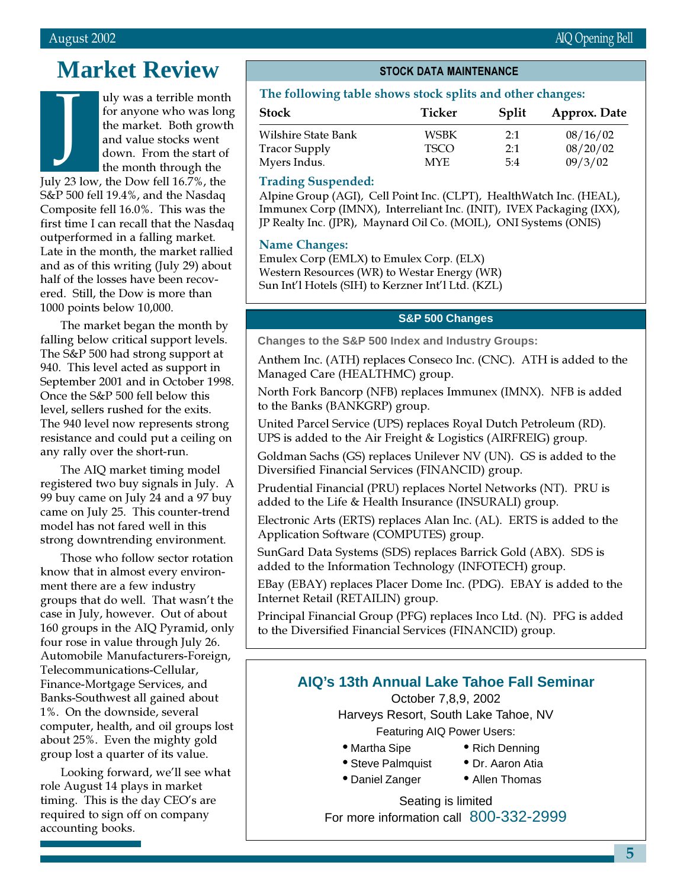# Market Review

July was a terrible month for anyone who was long the market. Both growth and value stocks went down. From the start of the month through the July 23 low, the Dow fell 16.7%, the S&P 500 fell 19.4%, and the Nasdaq Composite fell 16.0%. This was the first time I can recall that the Nasdaq outperformed in a falling market. Late in the month, the market rallied and as of this writing (July 29) about half of the losses have been recovered. Still, the Dow is more than 1000 points below 10,000.

The market began the month by falling below critical support levels. The S&P 500 had strong support at 940. This level acted as support in September 2001 and in October 1998. Once the S&P 500 fell below this level, sellers rushed for the exits. The 940 level now represents strong resistance and could put a ceiling on any rally over the short-run.

The AIQ market timing model registered two buy signals in July. A 99 buy came on July 24 and a 97 buy came on July 25. This counter-trend model has not fared well in this strong downtrending environment.

Those who follow sector rotation know that in almost every environment there are a few industry groups that do well. That wasn't the case in July, however. Out of about 160 groups in the AIQ Pyramid, only four rose in value through July 26. Automobile Manufacturers-Foreign, Telecommunications-Cellular, Finance-Mortgage Services, and Banks-Southwest all gained about 1%. On the downside, several computer, health, and oil groups lost about 25%. Even the mighty gold group lost a quarter of its value.

Looking forward, we'll see what role August 14 plays in market timing. This is the day CEO's are required to sign off on company accounting books.

## STOCK DATA MAINTENANCE

**The following table shows stock splits and other changes:**

| Stock | Ticker | Split | Approx. Date |
|---|---|---|---|
| Wilshire State Bank | WSBK | 2:1 | 08/16/02 |
| Tracor Supply | TSCO | 2:1 | 08/20/02 |
| Myers Indus. | MYE | 5:4 | 09/3/02 |

**Trading Suspended:**

Alpine Group (AGI), Cell Point Inc. (CLPT), HealthWatch Inc. (HEAL), Immunex Corp (IMNX), Interreliant Inc. (INIT), IVEX Packaging (IXX), JP Realty Inc. (JPR), Maynard Oil Co. (MOIL), ONI Systems (ONIS)

**Name Changes:**

Emulex Corp (EMLX) to Emulex Corp. (ELX)
Western Resources (WR) to Westar Energy (WR)
Sun Int'l Hotels (SIH) to Kerzner Int'l Ltd. (KZL)

## S&P 500 Changes

**Changes to the S&P 500 Index and Industry Groups:**

Anthem Inc. (ATH) replaces Conseco Inc. (CNC). ATH is added to the Managed Care (HEALTHMC) group.

North Fork Bancorp (NFB) replaces Immunex (IMNX). NFB is added to the Banks (BANKGRP) group.

United Parcel Service (UPS) replaces Royal Dutch Petroleum (RD). UPS is added to the Air Freight & Logistics (AIRFREIG) group.

Goldman Sachs (GS) replaces Unilever NV (UN). GS is added to the Diversified Financial Services (FINANCID) group.

Prudential Financial (PRU) replaces Nortel Networks (NT). PRU is added to the Life & Health Insurance (INSURALI) group.

Electronic Arts (ERTS) replaces Alan Inc. (AL). ERTS is added to the Application Software (COMPUTES) group.

SunGard Data Systems (SDS) replaces Barrick Gold (ABX). SDS is added to the Information Technology (INFOTECH) group.

EBay (EBAY) replaces Placer Dome Inc. (PDG). EBAY is added to the Internet Retail (RETAILIN) group.

Principal Financial Group (PFG) replaces Inco Ltd. (N). PFG is added to the Diversified Financial Services (FINANCID) group.

## AIQ's 13th Annual Lake Tahoe Fall Seminar

October 7,8,9, 2002
Harveys Resort, South Lake Tahoe, NV
Featuring AIQ Power Users:

- Martha Sipe
- Steve Palmquist
- Daniel Zanger
- Rich Denning
- Dr. Aaron Atia
- Allen Thomas

Seating is limited
For more information call 800-332-2999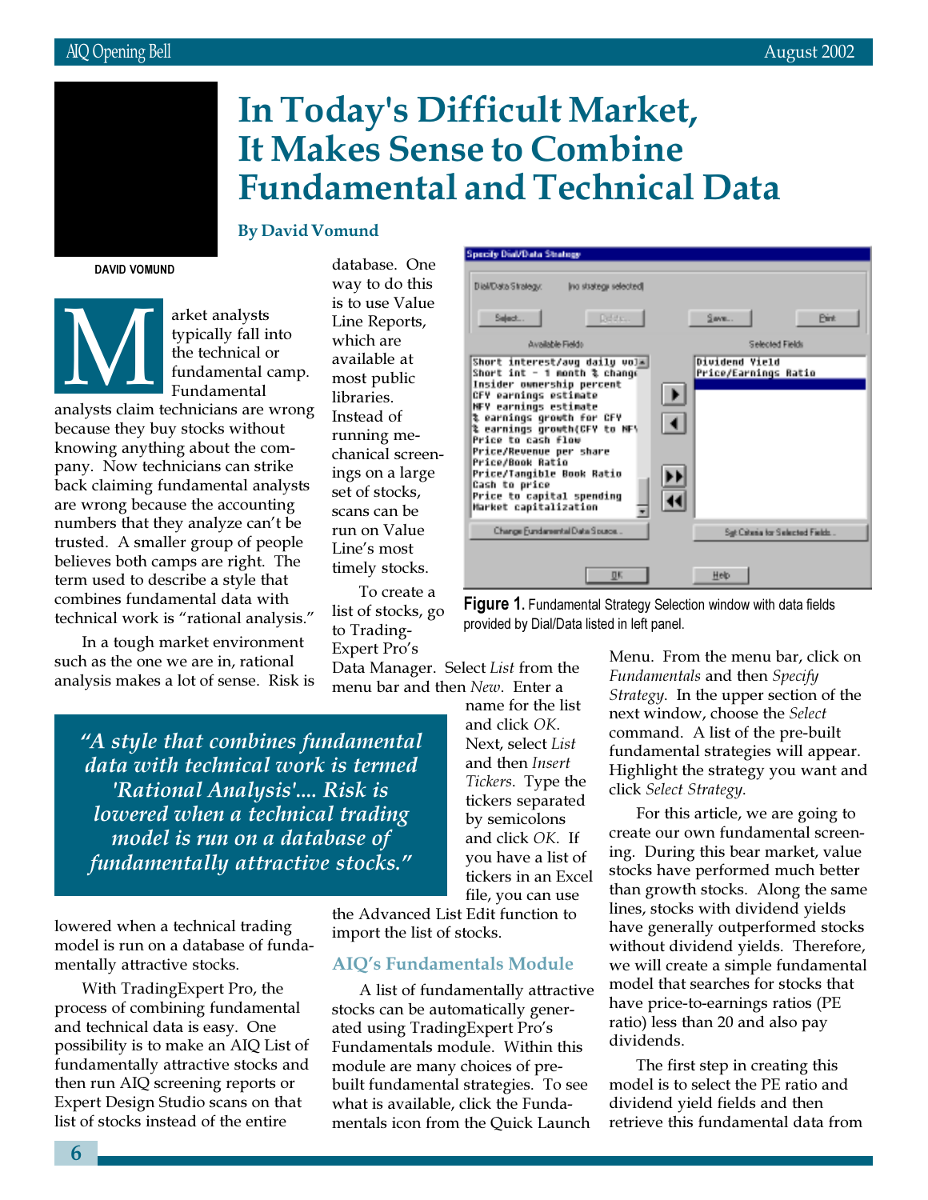# In Today's Difficult Market, It Makes Sense to Combine Fundamental and Technical Data

**By David Vomund**

DAVID VOMUND

Market analysts typically fall into the technical or fundamental camp. Fundamental analysts claim technicians are wrong because they buy stocks without knowing anything about the company. Now technicians can strike back claiming fundamental analysts are wrong because the accounting numbers that they analyze can't be trusted. A smaller group of people believes both camps are right. The term used to describe a style that combines fundamental data with technical work is "rational analysis."

In a tough market environment such as the one we are in, rational analysis makes a lot of sense. Risk is lowered when a technical trading model is run on a database of fundamentally attractive stocks.

> *"A style that combines fundamental data with technical work is termed 'Rational Analysis'.... Risk is lowered when a technical trading model is run on a database of fundamentally attractive stocks."*

With TradingExpert Pro, the process of combining fundamental and technical data is easy. One possibility is to make an AIQ List of fundamentally attractive stocks and then run AIQ screening reports or Expert Design Studio scans on that list of stocks instead of the entire database. One way to do this is to use Value Line Reports, which are available at most public libraries. Instead of running mechanical screenings on a large set of stocks, scans can be run on Value Line's most timely stocks.

To create a list of stocks, go to TradingExpert Pro's Data Manager. Select *List* from the menu bar and then *New*. Enter a name for the list and click *OK*. Next, select *List* and then *Insert Tickers*. Type the tickers separated by semicolons and click *OK*. If you have a list of tickers in an Excel file, you can use the Advanced List Edit function to import the list of stocks.

## AIQ's Fundamentals Module

A list of fundamentally attractive stocks can be automatically generated using TradingExpert Pro's Fundamentals module. Within this module are many choices of pre-built fundamental strategies. To see what is available, click the Fundamentals icon from the Quick Launch Menu. From the menu bar, click on *Fundamentals* and then *Specify Strategy*. In the upper section of the next window, choose the *Select* command. A list of the pre-built fundamental strategies will appear. Highlight the strategy you want and click *Select Strategy*.

**Figure 1.** Fundamental Strategy Selection window with data fields provided by Dial/Data listed in left panel.

For this article, we are going to create our own fundamental screening. During this bear market, value stocks have performed much better than growth stocks. Along the same lines, stocks with dividend yields have generally outperformed stocks without dividend yields. Therefore, we will create a simple fundamental model that searches for stocks that have price-to-earnings ratios (PE ratio) less than 20 and also pay dividends.

The first step in creating this model is to select the PE ratio and dividend yield fields and then retrieve this fundamental data from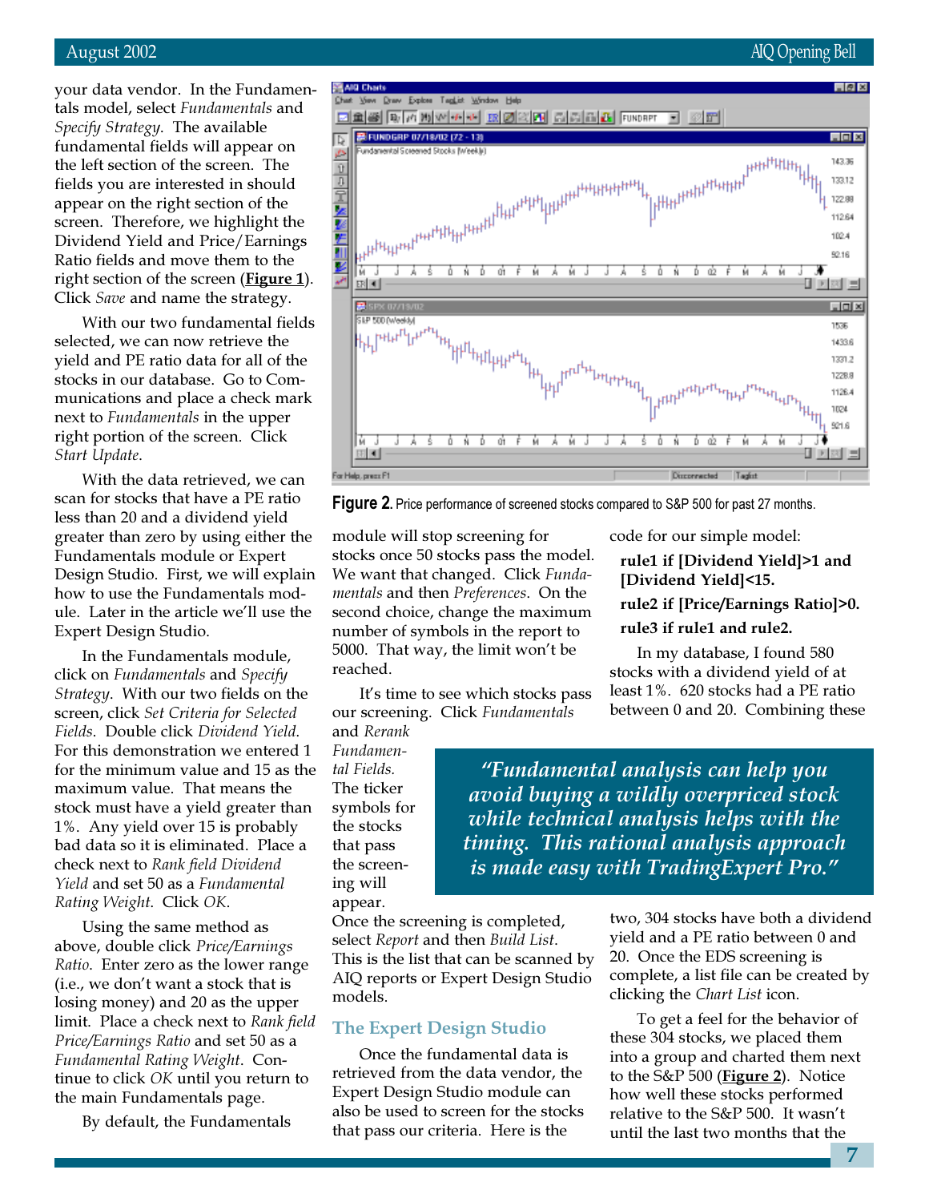your data vendor. In the Fundamentals model, select *Fundamentals* and *Specify Strategy*. The available fundamental fields will appear on the left section of the screen. The fields you are interested in should appear on the right section of the screen. Therefore, we highlight the Dividend Yield and Price/Earnings Ratio fields and move them to the right section of the screen (**Figure 1**). Click *Save* and name the strategy.

With our two fundamental fields selected, we can now retrieve the yield and PE ratio data for all of the stocks in our database. Go to Communications and place a check mark next to *Fundamentals* in the upper right portion of the screen. Click *Start Update*.

With the data retrieved, we can scan for stocks that have a PE ratio less than 20 and a dividend yield greater than zero by using either the Fundamentals module or Expert Design Studio. First, we will explain how to use the Fundamentals module. Later in the article we'll use the Expert Design Studio.

In the Fundamentals module, click on *Fundamentals* and *Specify Strategy*. With our two fields on the screen, click *Set Criteria for Selected Fields*. Double click *Dividend Yield*. For this demonstration we entered 1 for the minimum value and 15 as the maximum value. That means the stock must have a yield greater than 1%. Any yield over 15 is probably bad data so it is eliminated. Place a check next to *Rank field Dividend Yield* and set 50 as a *Fundamental Rating Weight*. Click *OK*.

Using the same method as above, double click *Price/Earnings Ratio*. Enter zero as the lower range (i.e., we don't want a stock that is losing money) and 20 as the upper limit. Place a check next to *Rank field Price/Earnings Ratio* and set 50 as a *Fundamental Rating Weight*. Continue to click *OK* until you return to the main Fundamentals page.

By default, the Fundamentals module will stop screening for stocks once 50 stocks pass the model. We want that changed. Click *Fundamentals* and then *Preferences*. On the second choice, change the maximum number of symbols in the report to 5000. That way, the limit won't be reached.

It's time to see which stocks pass our screening. Click *Fundamentals* and *Rerank Fundamental Fields*. The ticker symbols for the stocks that pass the screening will appear. Once the screening is completed, select *Report* and then *Build List*. This is the list that can be scanned by AIQ reports or Expert Design Studio models.

> *"Fundamental analysis can help you avoid buying a wildly overpriced stock while technical analysis helps with the timing. This rational analysis approach is made easy with TradingExpert Pro."*

## The Expert Design Studio

Once the fundamental data is retrieved from the data vendor, the Expert Design Studio module can also be used to screen for the stocks that pass our criteria. Here is the code for our simple model:

**rule1 if [Dividend Yield]>1 and [Dividend Yield]<15.**

**rule2 if [Price/Earnings Ratio]>0.**

**rule3 if rule1 and rule2.**

In my database, I found 580 stocks with a dividend yield of at least 1%. 620 stocks had a PE ratio between 0 and 20. Combining these two, 304 stocks have both a dividend yield and a PE ratio between 0 and 20. Once the EDS screening is complete, a list file can be created by clicking the *Chart List* icon.

To get a feel for the behavior of these 304 stocks, we placed them into a group and charted them next to the S&P 500 (**Figure 2**). Notice how well these stocks performed relative to the S&P 500. It wasn't until the last two months that the

**Figure 2.** Price performance of screened stocks compared to S&P 500 for past 27 months.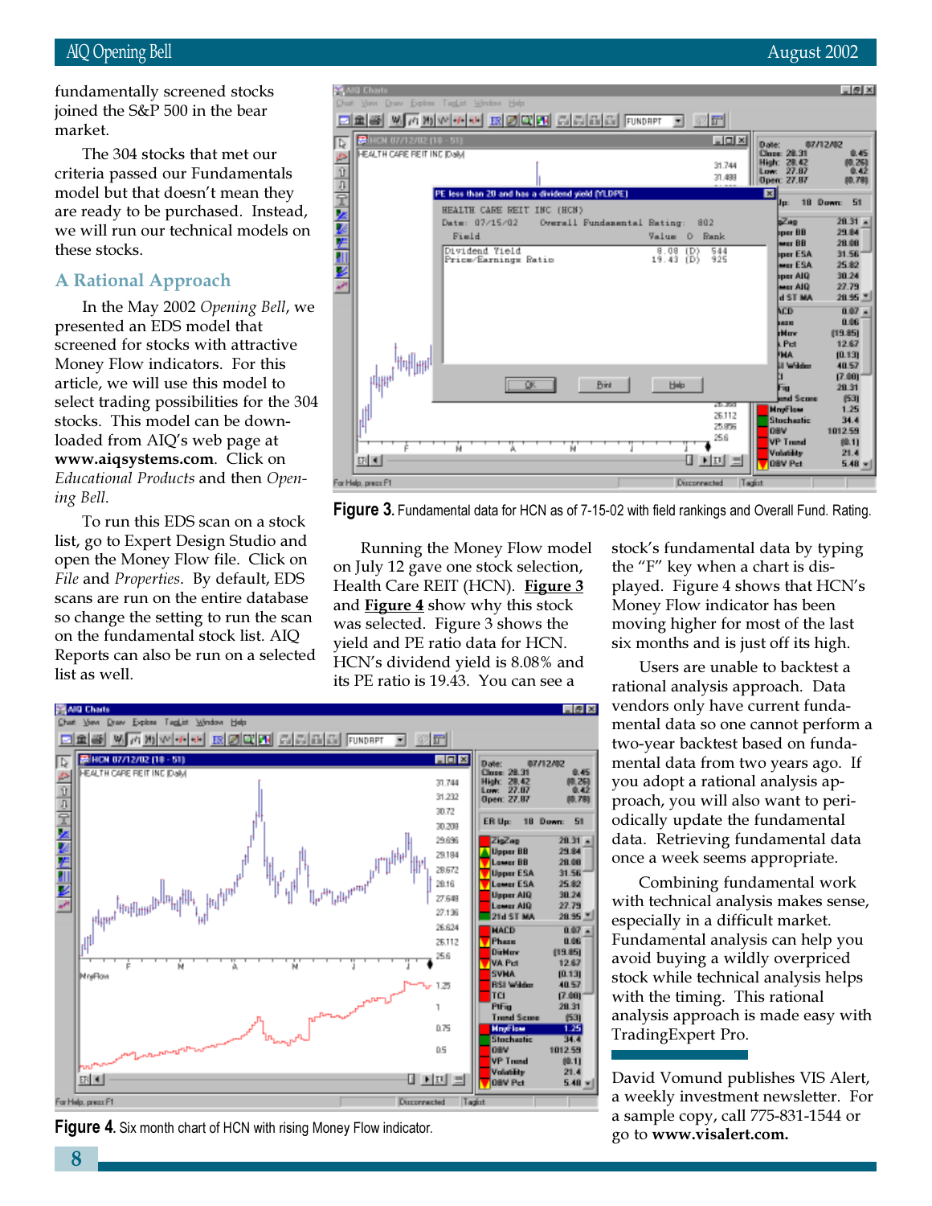fundamentally screened stocks joined the S&P 500 in the bear market.

The 304 stocks that met our criteria passed our Fundamentals model but that doesn't mean they are ready to be purchased. Instead, we will run our technical models on these stocks.

## A Rational Approach

In the May 2002 *Opening Bell*, we presented an EDS model that screened for stocks with attractive Money Flow indicators. For this article, we will use this model to select trading possibilities for the 304 stocks. This model can be downloaded from AIQ's web page at **www.aiqsystems.com**. Click on *Educational Products* and then *Opening Bell*.

To run this EDS scan on a stock list, go to Expert Design Studio and open the Money Flow file. Click on *File* and *Properties*. By default, EDS scans are run on the entire database so change the setting to run the scan on the fundamental stock list. AIQ Reports can also be run on a selected list as well.

**Figure 3.** Fundamental data for HCN as of 7-15-02 with field rankings and Overall Fund. Rating.

Running the Money Flow model on July 12 gave one stock selection, Health Care REIT (HCN). **Figure 3** and **Figure 4** show why this stock was selected. Figure 3 shows the yield and PE ratio data for HCN. HCN's dividend yield is 8.08% and its PE ratio is 19.43. You can see a stock's fundamental data by typing the "F" key when a chart is displayed. Figure 4 shows that HCN's Money Flow indicator has been moving higher for most of the last six months and is just off its high.

Users are unable to backtest a rational analysis approach. Data vendors only have current fundamental data so one cannot perform a two-year backtest based on fundamental data from two years ago. If you adopt a rational analysis approach, you will also want to periodically update the fundamental data. Retrieving fundamental data once a week seems appropriate.

Combining fundamental work with technical analysis makes sense, especially in a difficult market. Fundamental analysis can help you avoid buying a wildly overpriced stock while technical analysis helps with the timing. This rational analysis approach is made easy with TradingExpert Pro.

**Figure 4.** Six month chart of HCN with rising Money Flow indicator.

David Vomund publishes VIS Alert, a weekly investment newsletter. For a sample copy, call 775-831-1544 or go to **www.visalert.com.**